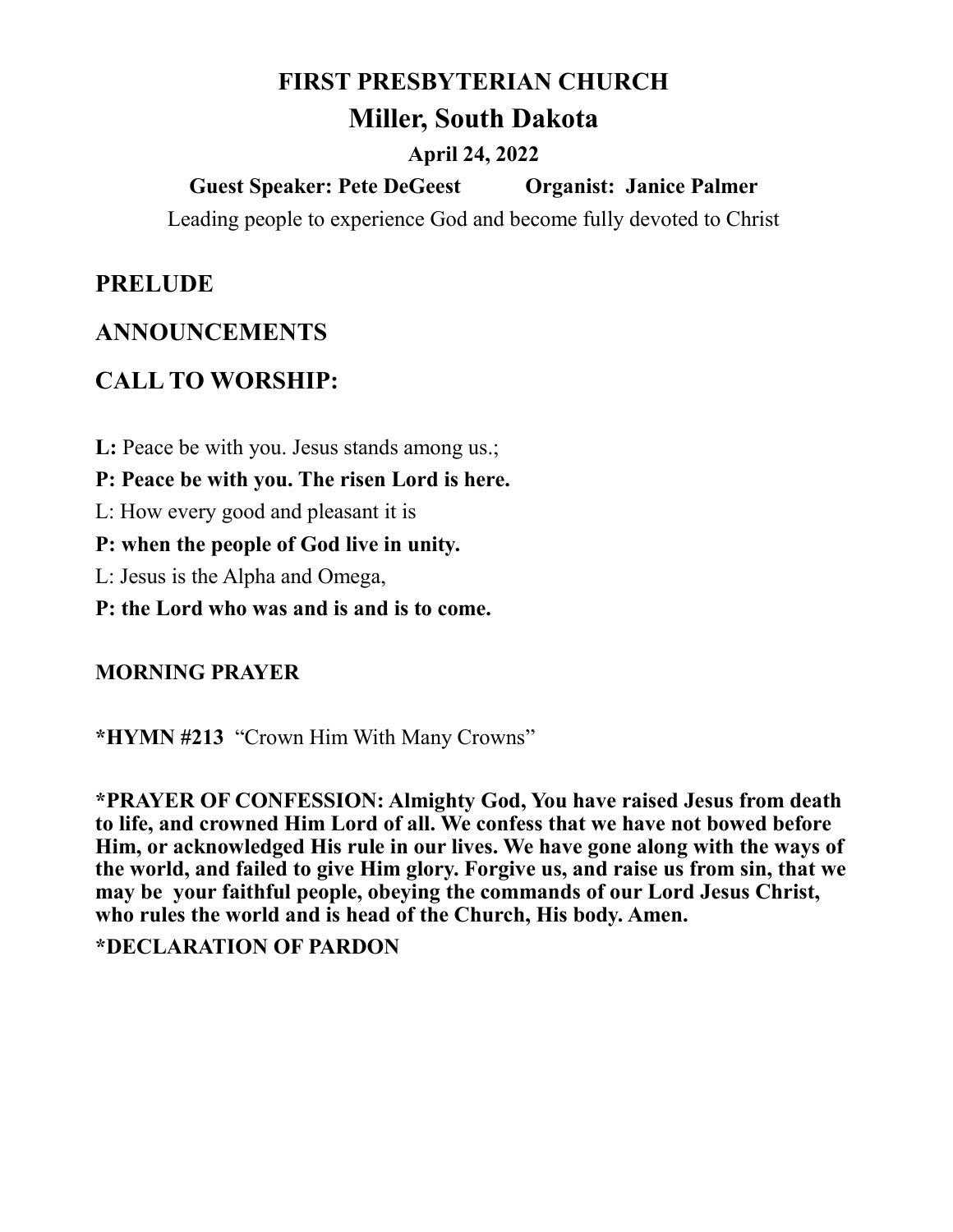# FIRST PRESBYTERIAN CHURCH

## Miller, South Dakota

**April 24, 2022**

**Guest Speaker: Pete DeGeest          Organist: Janice Palmer**

Leading people to experience God and become fully devoted to Christ

## PRELUDE

## ANNOUNCEMENTS

## CALL TO WORSHIP:

**L:** Peace be with you. Jesus stands among us.;

**P: Peace be with you. The risen Lord is here.**

L: How every good and pleasant it is

**P: when the people of God live in unity.**

L: Jesus is the Alpha and Omega,

**P: the Lord who was and is and is to come.**

**MORNING PRAYER**

**\*HYMN #213** "Crown Him With Many Crowns"

**\*PRAYER OF CONFESSION: Almighty God, You have raised Jesus from death to life, and crowned Him Lord of all. We confess that we have not bowed before Him, or acknowledged His rule in our lives. We have gone along with the ways of the world, and failed to give Him glory. Forgive us, and raise us from sin, that we may be your faithful people, obeying the commands of our Lord Jesus Christ, who rules the world and is head of the Church, His body. Amen.**

**\*DECLARATION OF PARDON**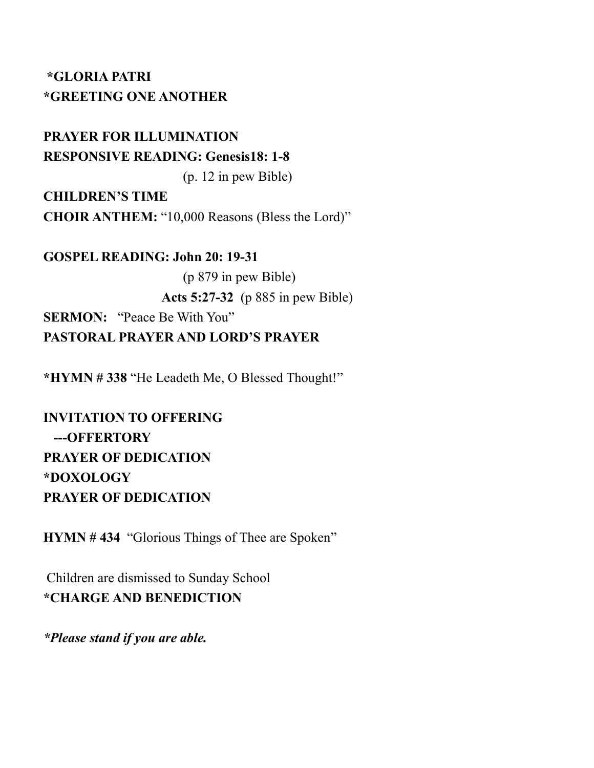**\*GLORIA PATRI**
**\*GREETING ONE ANOTHER**

**PRAYER FOR ILLUMINATION**
**RESPONSIVE READING: Genesis18: 1-8**
(p. 12 in pew Bible)
**CHILDREN'S TIME**
**CHOIR ANTHEM:** "10,000 Reasons (Bless the Lord)"

**GOSPEL READING: John 20: 19-31**
(p 879 in pew Bible)
**Acts 5:27-32** (p 885 in pew Bible)
**SERMON:** "Peace Be With You"
**PASTORAL PRAYER AND LORD'S PRAYER**

**\*HYMN # 338** "He Leadeth Me, O Blessed Thought!"

**INVITATION TO OFFERING**
**---OFFERTORY**
**PRAYER OF DEDICATION**
**\*DOXOLOGY**
**PRAYER OF DEDICATION**

**HYMN # 434** "Glorious Things of Thee are Spoken"

Children are dismissed to Sunday School
**\*CHARGE AND BENEDICTION**

***\*Please stand if you are able.***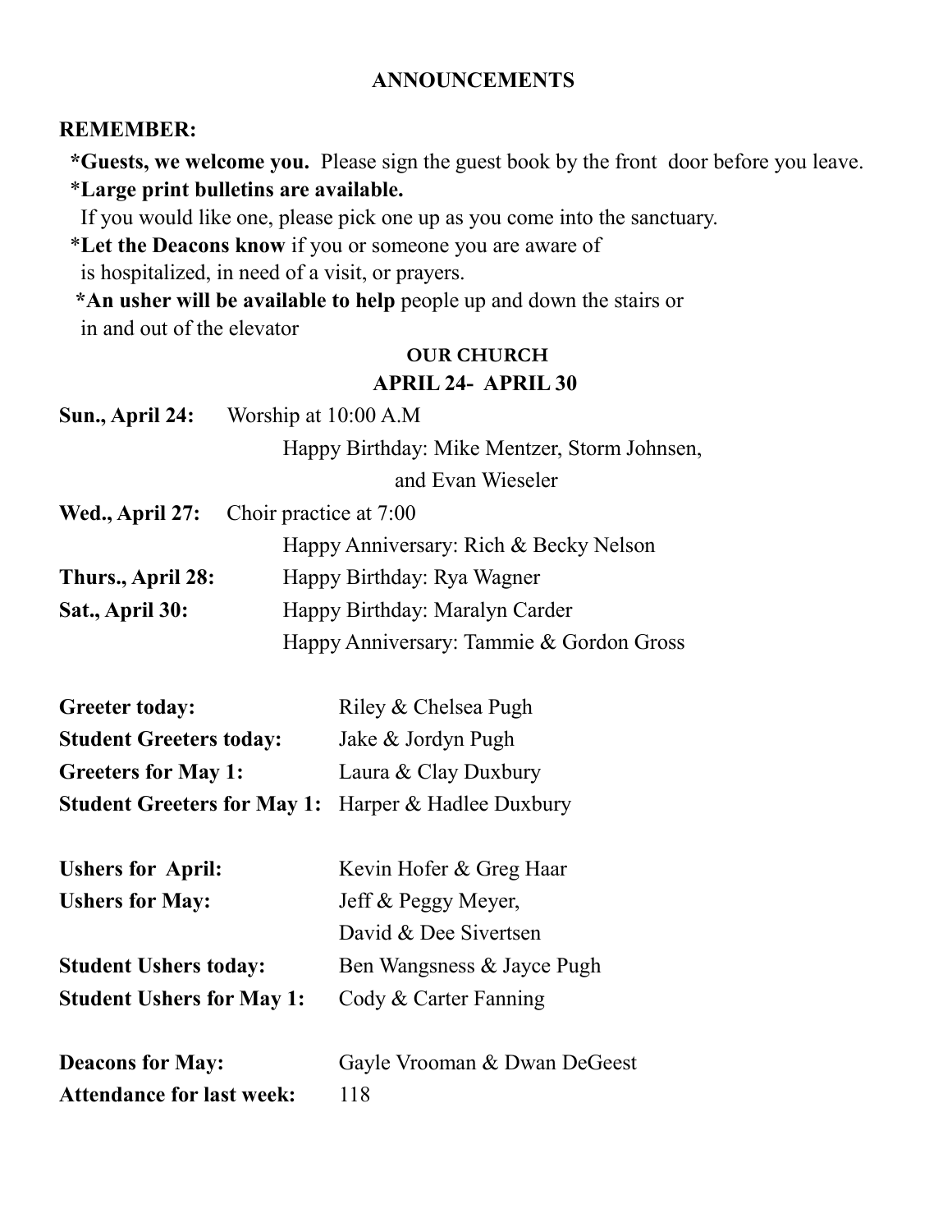## ANNOUNCEMENTS

**REMEMBER:**

***Guests, we welcome you.** Please sign the guest book by the front door before you leave.

***Large print bulletins are available.** If you would like one, please pick one up as you come into the sanctuary.

***Let the Deacons know** if you or someone you are aware of is hospitalized, in need of a visit, or prayers.

***An usher will be available to help** people up and down the stairs or in and out of the elevator

### OUR CHURCH

### APRIL 24- APRIL 30

**Sun., April 24:** Worship at 10:00 A.M

Happy Birthday: Mike Mentzer, Storm Johnsen, and Evan Wieseler

**Wed., April 27:** Choir practice at 7:00

Happy Anniversary: Rich & Becky Nelson

**Thurs., April 28:** Happy Birthday: Rya Wagner

**Sat., April 30:** Happy Birthday: Maralyn Carder

Happy Anniversary: Tammie & Gordon Gross

**Greeter today:** Riley & Chelsea Pugh

**Student Greeters today:** Jake & Jordyn Pugh

**Greeters for May 1:** Laura & Clay Duxbury

**Student Greeters for May 1:** Harper & Hadlee Duxbury

**Ushers for April:** Kevin Hofer & Greg Haar

**Ushers for May:** Jeff & Peggy Meyer, David & Dee Sivertsen

**Student Ushers today:** Ben Wangsness & Jayce Pugh

**Student Ushers for May 1:** Cody & Carter Fanning

**Deacons for May:** Gayle Vrooman & Dwan DeGeest

**Attendance for last week:** 118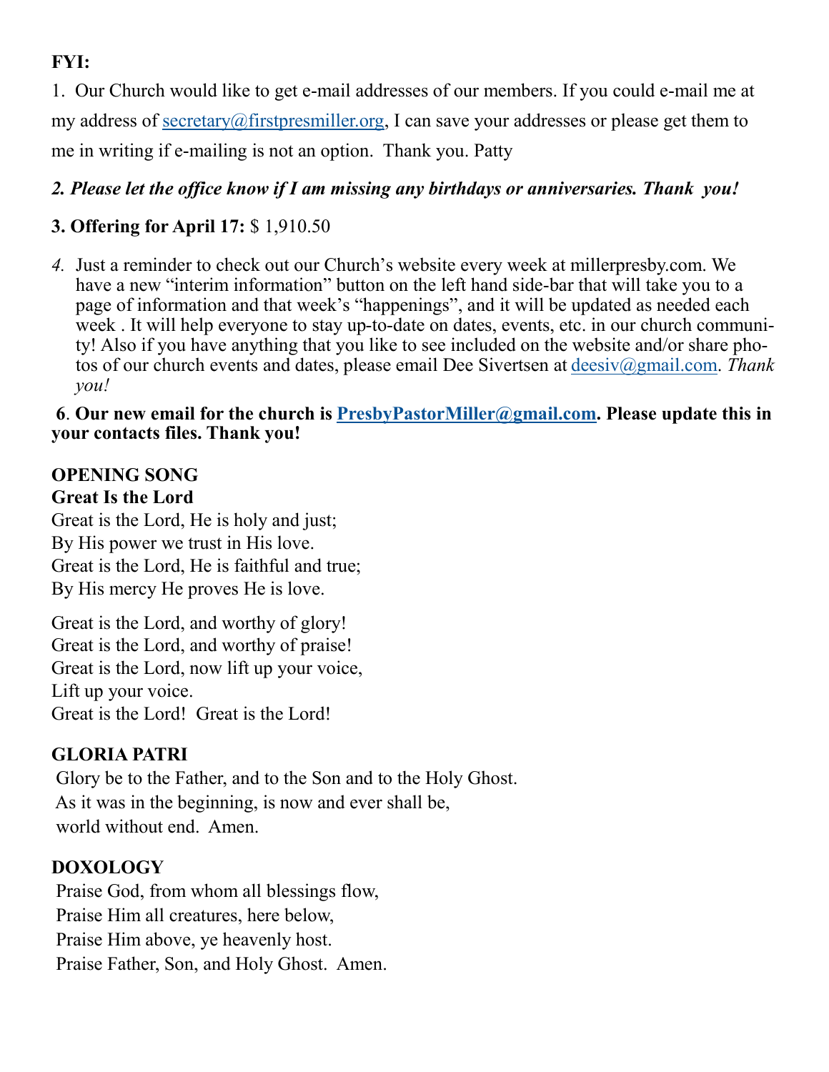**FYI:**

1. Our Church would like to get e-mail addresses of our members. If you could e-mail me at my address of secretary@firstpresmiller.org, I can save your addresses or please get them to me in writing if e-mailing is not an option. Thank you. Patty

***2. Please let the office know if I am missing any birthdays or anniversaries. Thank you!***

**3. Offering for April 17:** $ 1,910.50

*4.* Just a reminder to check out our Church's website every week at millerpresby.com. We have a new "interim information" button on the left hand side-bar that will take you to a page of information and that week's "happenings", and it will be updated as needed each week . It will help everyone to stay up-to-date on dates, events, etc. in our church community! Also if you have anything that you like to see included on the website and/or share photos of our church events and dates, please email Dee Sivertsen at deesiv@gmail.com. *Thank you!*

**6. Our new email for the church is PresbyPastorMiller@gmail.com. Please update this in your contacts files. Thank you!**

**OPENING SONG**
**Great Is the Lord**

Great is the Lord, He is holy and just;
By His power we trust in His love.
Great is the Lord, He is faithful and true;
By His mercy He proves He is love.

Great is the Lord, and worthy of glory!
Great is the Lord, and worthy of praise!
Great is the Lord, now lift up your voice,
Lift up your voice.
Great is the Lord! Great is the Lord!

**GLORIA PATRI**

Glory be to the Father, and to the Son and to the Holy Ghost.
As it was in the beginning, is now and ever shall be,
world without end. Amen.

**DOXOLOGY**

Praise God, from whom all blessings flow,
Praise Him all creatures, here below,
Praise Him above, ye heavenly host.
Praise Father, Son, and Holy Ghost. Amen.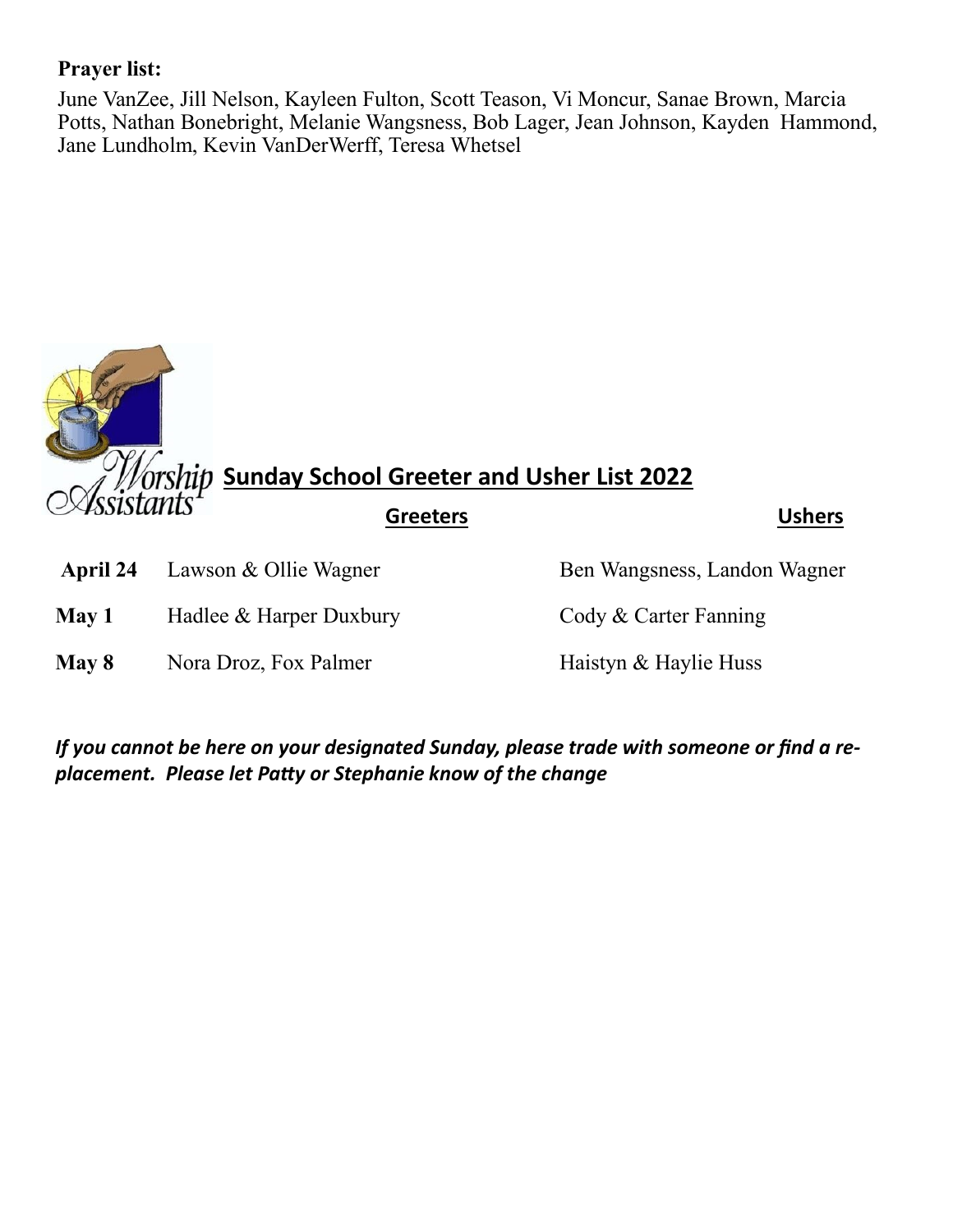**Prayer list:**

June VanZee, Jill Nelson, Kayleen Fulton, Scott Teason, Vi Moncur, Sanae Brown, Marcia Potts, Nathan Bonebright, Melanie Wangsness, Bob Lager, Jean Johnson, Kayden Hammond, Jane Lundholm, Kevin VanDerWerff, Teresa Whetsel

Worship Assistants

## Sunday School Greeter and Usher List 2022

| | Greeters | Ushers |
|---|---|---|
| **April 24** | Lawson & Ollie Wagner | Ben Wangsness, Landon Wagner |
| **May 1** | Hadlee & Harper Duxbury | Cody & Carter Fanning |
| **May 8** | Nora Droz, Fox Palmer | Haistyn & Haylie Huss |

***If you cannot be here on your designated Sunday, please trade with someone or find a replacement. Please let Patty or Stephanie know of the change***